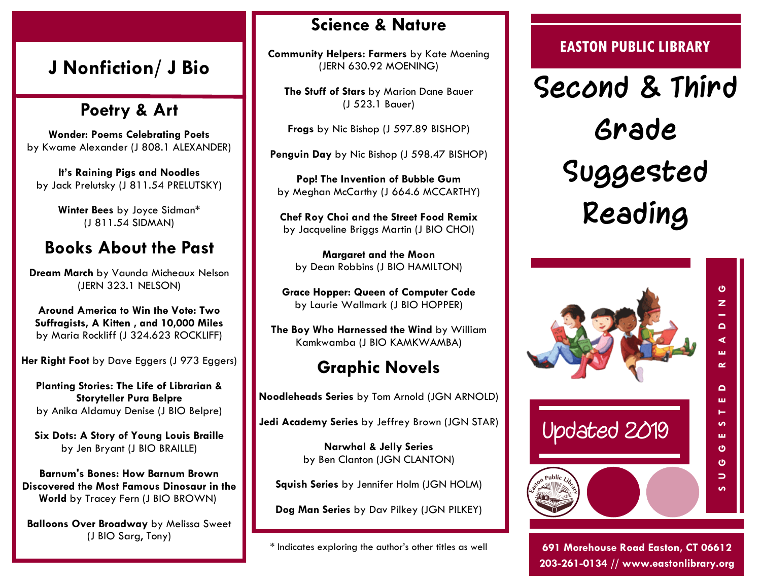# J Nonfiction/ J Bio

## Poetry & Art

**Wonder: Poems Celebrating Poets** by Kwame Alexander (J 808.1 ALEXANDER)

**It's Raining Pigs and Noodles** by Jack Prelutsky (J 811.54 PRELUTSKY)

**Winter Bees** by Joyce Sidman* (J 811.54 SIDMAN)

## Books About the Past

**Dream March** by Vaunda Micheaux Nelson (JERN 323.1 NELSON)

**Around America to Win the Vote: Two Suffragists, A Kitten , and 10,000 Miles** by Maria Rockliff (J 324.623 ROCKLIFF)

**Her Right Foot** by Dave Eggers (J 973 Eggers)

**Planting Stories: The Life of Librarian & Storyteller Pura Belpre** by Anika Aldamuy Denise (J BIO Belpre)

**Six Dots: A Story of Young Louis Braille** by Jen Bryant (J BIO BRAILLE)

**Barnum's Bones: How Barnum Brown Discovered the Most Famous Dinosaur in the World** by Tracey Fern (J BIO BROWN)

**Balloons Over Broadway** by Melissa Sweet (J BIO Sarg, Tony)

## Science & Nature

**Community Helpers: Farmers** by Kate Moening (JERN 630.92 MOENING)

**The Stuff of Stars** by Marion Dane Bauer (J 523.1 Bauer)

**Frogs** by Nic Bishop (J 597.89 BISHOP)

**Penguin Day** by Nic Bishop (J 598.47 BISHOP)

**Pop! The Invention of Bubble Gum** by Meghan McCarthy (J 664.6 MCCARTHY)

**Chef Roy Choi and the Street Food Remix** by Jacqueline Briggs Martin (J BIO CHOI)

**Margaret and the Moon** by Dean Robbins (J BIO HAMILTON)

**Grace Hopper: Queen of Computer Code** by Laurie Wallmark (J BIO HOPPER)

**The Boy Who Harnessed the Wind** by William Kamkwamba (J BIO KAMKWAMBA)

## Graphic Novels

**Noodleheads Series** by Tom Arnold (JGN ARNOLD)

**Jedi Academy Series** by Jeffrey Brown (JGN STAR)

**Narwhal & Jelly Series** by Ben Clanton (JGN CLANTON)

**Squish Series** by Jennifer Holm (JGN HOLM)

**Dog Man Series** by Dav Pilkey (JGN PILKEY)

* Indicates exploring the author's other titles as well

**EASTON PUBLIC LIBRARY**

# Second & Third Grade Suggested Reading

SUGGESTED READING

Updated 2019

**691 Morehouse Road Easton, CT 06612**
**203-261-0134 // www.eastonlibrary.org**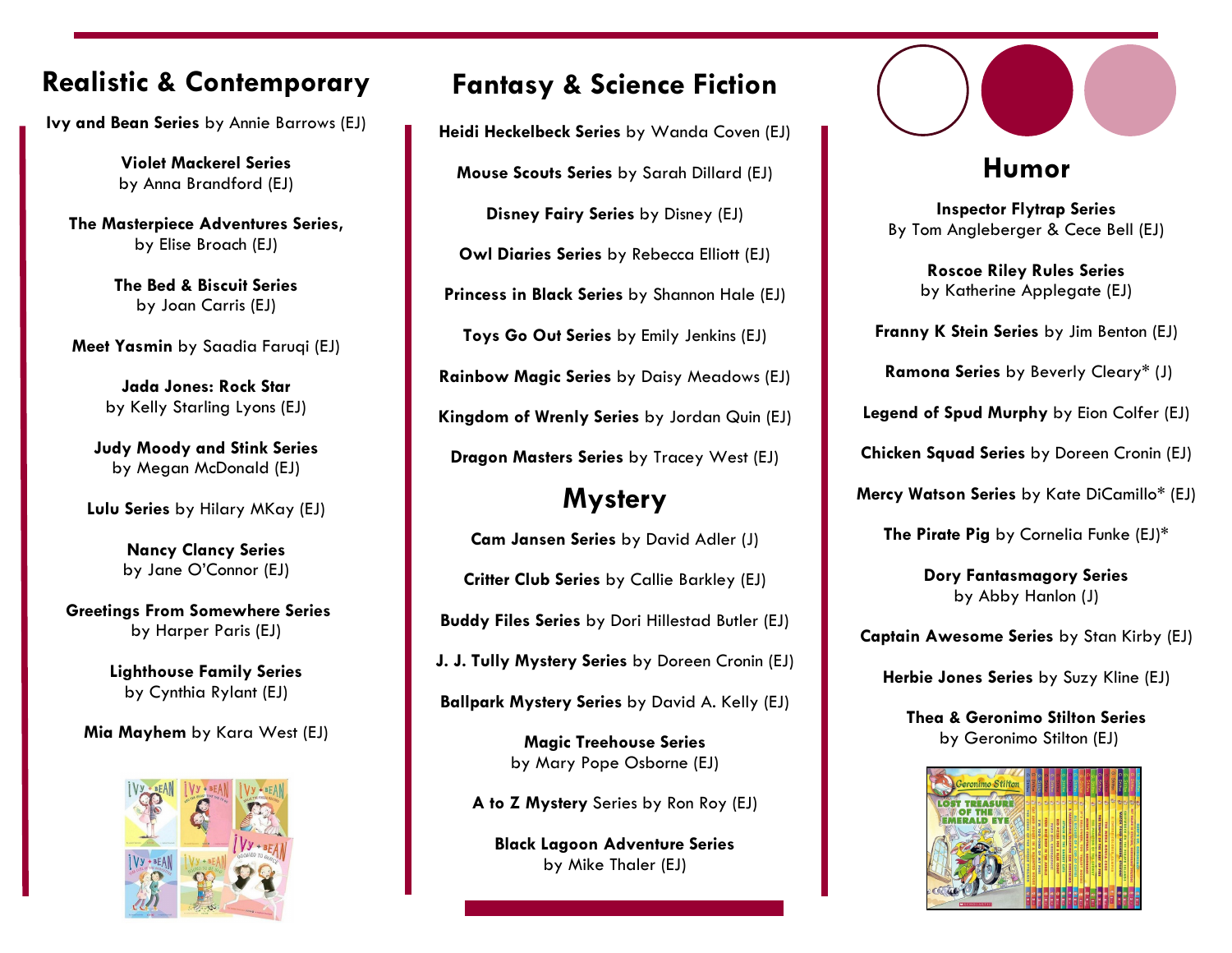## Realistic & Contemporary

**Ivy and Bean Series** by Annie Barrows (EJ)

**Violet Mackerel Series** by Anna Brandford (EJ)

**The Masterpiece Adventures Series,** by Elise Broach (EJ)

**The Bed & Biscuit Series** by Joan Carris (EJ)

**Meet Yasmin** by Saadia Faruqi (EJ)

**Jada Jones: Rock Star** by Kelly Starling Lyons (EJ)

**Judy Moody and Stink Series** by Megan McDonald (EJ)

**Lulu Series** by Hilary MKay (EJ)

**Nancy Clancy Series** by Jane O'Connor (EJ)

**Greetings From Somewhere Series** by Harper Paris (EJ)

**Lighthouse Family Series** by Cynthia Rylant (EJ)

**Mia Mayhem** by Kara West (EJ)

## Fantasy & Science Fiction

**Heidi Heckelbeck Series** by Wanda Coven (EJ)

**Mouse Scouts Series** by Sarah Dillard (EJ)

**Disney Fairy Series** by Disney (EJ)

**Owl Diaries Series** by Rebecca Elliott (EJ)

**Princess in Black Series** by Shannon Hale (EJ)

**Toys Go Out Series** by Emily Jenkins (EJ)

**Rainbow Magic Series** by Daisy Meadows (EJ)

**Kingdom of Wrenly Series** by Jordan Quin (EJ)

**Dragon Masters Series** by Tracey West (EJ)

## Mystery

**Cam Jansen Series** by David Adler (J)

**Critter Club Series** by Callie Barkley (EJ)

**Buddy Files Series** by Dori Hillestad Butler (EJ)

**J. J. Tully Mystery Series** by Doreen Cronin (EJ)

**Ballpark Mystery Series** by David A. Kelly (EJ)

**Magic Treehouse Series** by Mary Pope Osborne (EJ)

**A to Z Mystery** Series by Ron Roy (EJ)

**Black Lagoon Adventure Series** by Mike Thaler (EJ)

## Humor

**Inspector Flytrap Series** By Tom Angleberger & Cece Bell (EJ)

**Roscoe Riley Rules Series** by Katherine Applegate (EJ)

**Franny K Stein Series** by Jim Benton (EJ)

**Ramona Series** by Beverly Cleary* (J)

**Legend of Spud Murphy** by Eion Colfer (EJ)

**Chicken Squad Series** by Doreen Cronin (EJ)

**Mercy Watson Series** by Kate DiCamillo* (EJ)

**The Pirate Pig** by Cornelia Funke (EJ)*

**Dory Fantasmagory Series** by Abby Hanlon (J)

**Captain Awesome Series** by Stan Kirby (EJ)

**Herbie Jones Series** by Suzy Kline (EJ)

**Thea & Geronimo Stilton Series** by Geronimo Stilton (EJ)